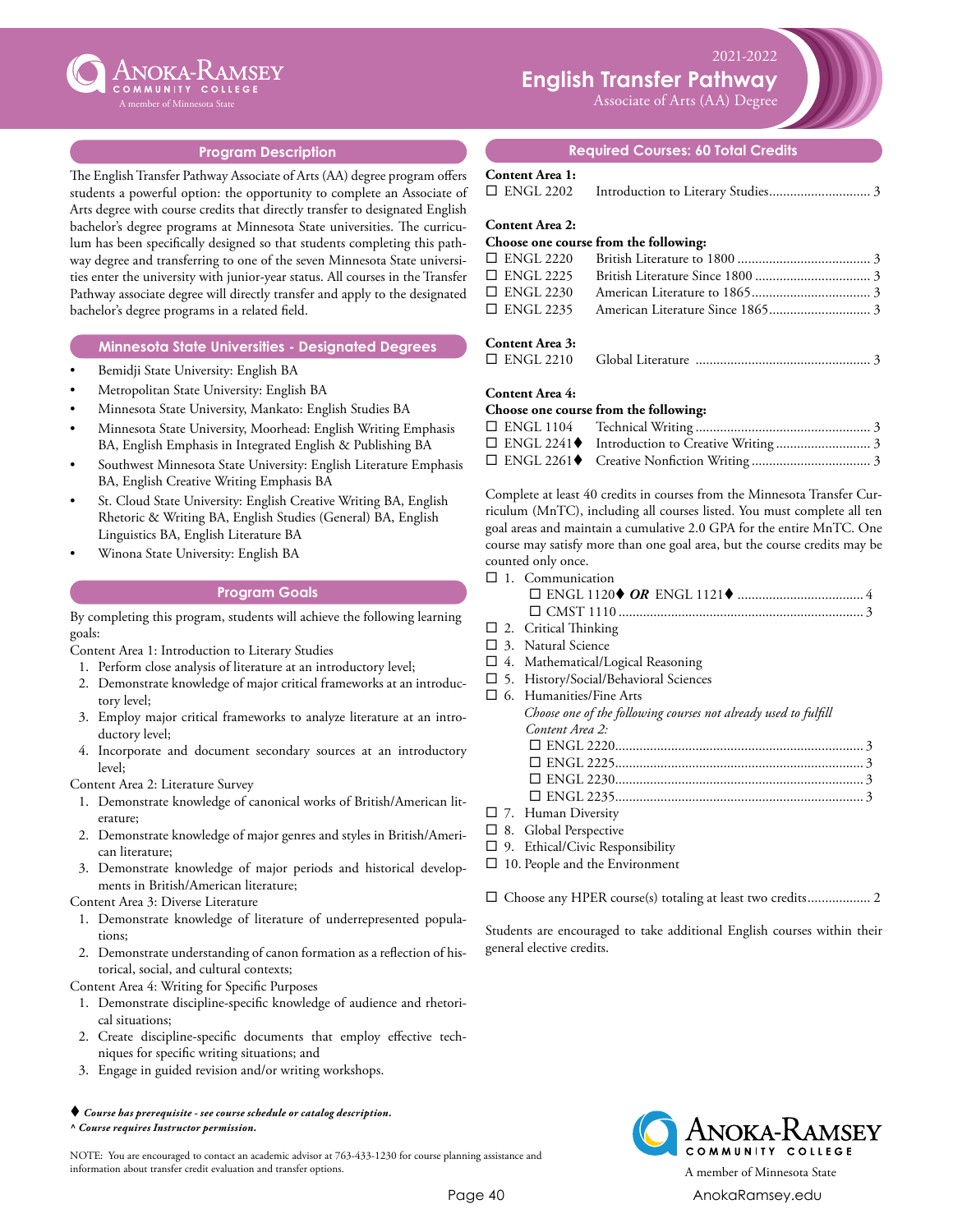# English Transfer Pathway

2021-2022

Associate of Arts (AA) Degree

Anoka-Ramsey Community College — A member of Minnesota State

## Program Description

The English Transfer Pathway Associate of Arts (AA) degree program offers students a powerful option: the opportunity to complete an Associate of Arts degree with course credits that directly transfer to designated English bachelor's degree programs at Minnesota State universities. The curriculum has been specifically designed so that students completing this pathway degree and transferring to one of the seven Minnesota State universities enter the university with junior-year status. All courses in the Transfer Pathway associate degree will directly transfer and apply to the designated bachelor's degree programs in a related field.

## Minnesota State Universities - Designated Degrees

- Bemidji State University: English BA
- Metropolitan State University: English BA
- Minnesota State University, Mankato: English Studies BA
- Minnesota State University, Moorhead: English Writing Emphasis BA, English Emphasis in Integrated English & Publishing BA
- Southwest Minnesota State University: English Literature Emphasis BA, English Creative Writing Emphasis BA
- St. Cloud State University: English Creative Writing BA, English Rhetoric & Writing BA, English Studies (General) BA, English Linguistics BA, English Literature BA
- Winona State University: English BA

## Program Goals

By completing this program, students will achieve the following learning goals:

Content Area 1: Introduction to Literary Studies

1. Perform close analysis of literature at an introductory level;
2. Demonstrate knowledge of major critical frameworks at an introductory level;
3. Employ major critical frameworks to analyze literature at an introductory level;
4. Incorporate and document secondary sources at an introductory level;

Content Area 2: Literature Survey

1. Demonstrate knowledge of canonical works of British/American literature;
2. Demonstrate knowledge of major genres and styles in British/American literature;
3. Demonstrate knowledge of major periods and historical developments in British/American literature;

Content Area 3: Diverse Literature

1. Demonstrate knowledge of literature of underrepresented populations;
2. Demonstrate understanding of canon formation as a reflection of historical, social, and cultural contexts;

Content Area 4: Writing for Specific Purposes

1. Demonstrate discipline-specific knowledge of audience and rhetorical situations;
2. Create discipline-specific documents that employ effective techniques for specific writing situations; and
3. Engage in guided revision and/or writing workshops.

## Required Courses: 60 Total Credits

**Content Area 1:**

- ☐ ENGL 2202 Introduction to Literary Studies ... 3

**Content Area 2:**

**Choose one course from the following:**

- ☐ ENGL 2220 British Literature to 1800 ... 3
- ☐ ENGL 2225 British Literature Since 1800 ... 3
- ☐ ENGL 2230 American Literature to 1865 ... 3
- ☐ ENGL 2235 American Literature Since 1865 ... 3

**Content Area 3:**

- ☐ ENGL 2210 Global Literature ... 3

**Content Area 4:**

**Choose one course from the following:**

- ☐ ENGL 1104 Technical Writing ... 3
- ☐ ENGL 2241♦ Introduction to Creative Writing ... 3
- ☐ ENGL 2261♦ Creative Nonfiction Writing ... 3

Complete at least 40 credits in courses from the Minnesota Transfer Curriculum (MnTC), including all courses listed. You must complete all ten goal areas and maintain a cumulative 2.0 GPA for the entire MnTC. One course may satisfy more than one goal area, but the course credits may be counted only once.

- ☐ 1. Communication
  - ☐ ENGL 1120♦ ***OR*** ENGL 1121♦ ... 4
  - ☐ CMST 1110 ... 3
- ☐ 2. Critical Thinking
- ☐ 3. Natural Science
- ☐ 4. Mathematical/Logical Reasoning
- ☐ 5. History/Social/Behavioral Sciences
- ☐ 6. Humanities/Fine Arts
  - *Choose one of the following courses not already used to fulfill Content Area 2:*
  - ☐ ENGL 2220 ... 3
  - ☐ ENGL 2225 ... 3
  - ☐ ENGL 2230 ... 3
  - ☐ ENGL 2235 ... 3
- ☐ 7. Human Diversity
- ☐ 8. Global Perspective
- ☐ 9. Ethical/Civic Responsibility
- ☐ 10. People and the Environment

☐ Choose any HPER course(s) totaling at least two credits ... 2

Students are encouraged to take additional English courses within their general elective credits.

♦ ***Course has prerequisite - see course schedule or catalog description.***

^ ***Course requires Instructor permission.***

NOTE: You are encouraged to contact an academic advisor at 763-433-1230 for course planning assistance and information about transfer credit evaluation and transfer options.

Anoka-Ramsey Community College — A member of Minnesota State

AnokaRamsey.edu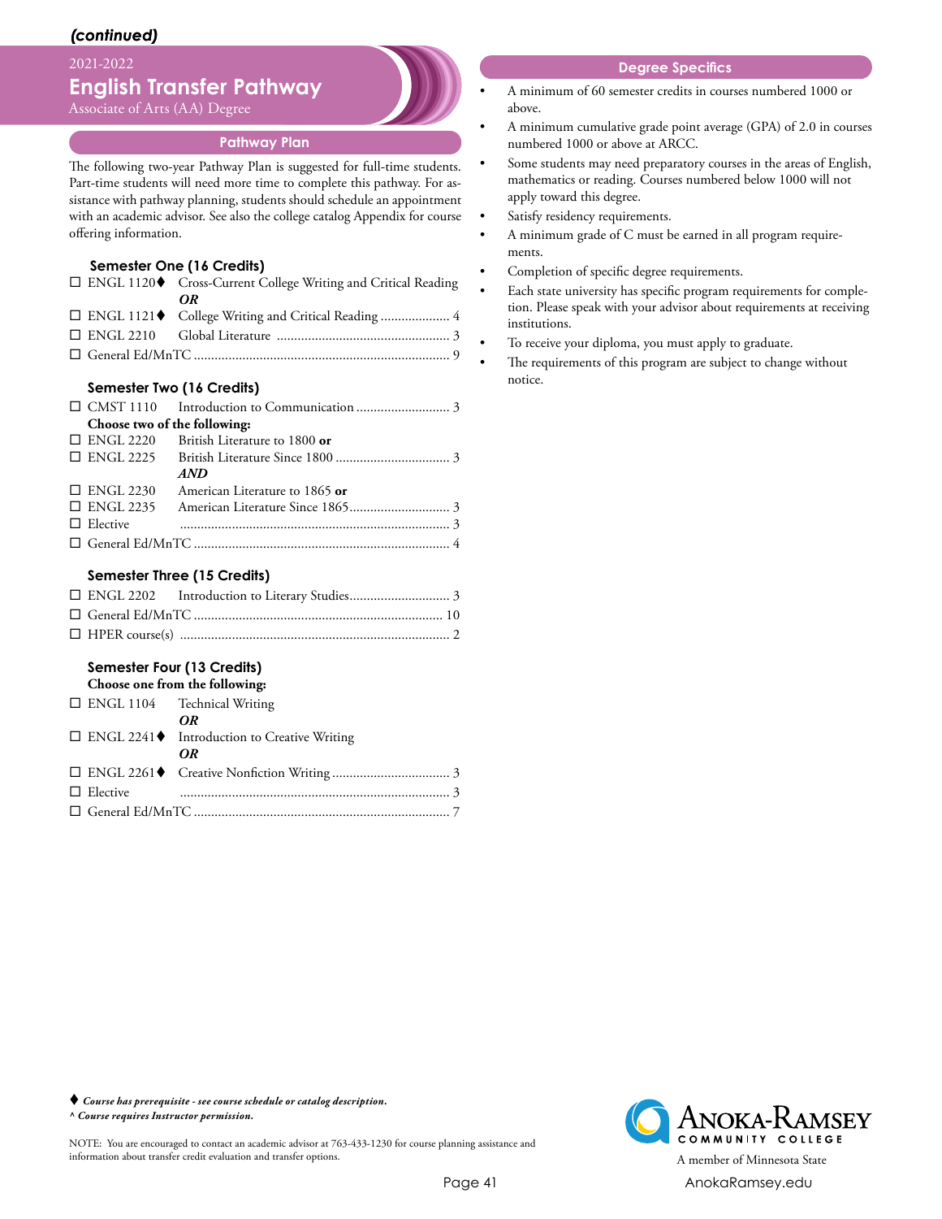*(continued)*

2021-2022

# English Transfer Pathway

Associate of Arts (AA) Degree

## Pathway Plan

The following two-year Pathway Plan is suggested for full-time students. Part-time students will need more time to complete this pathway. For assistance with pathway planning, students should schedule an appointment with an academic advisor. See also the college catalog Appendix for course offering information.

### Semester One (16 Credits)

- ☐ ENGL 1120♦ Cross-Current College Writing and Critical Reading
  ***OR***
- ☐ ENGL 1121♦ College Writing and Critical Reading .................... 4
- ☐ ENGL 2210 Global Literature .................................................. 3
- ☐ General Ed/MnTC ......................................................................... 9

### Semester Two (16 Credits)

- ☐ CMST 1110 Introduction to Communication ........................... 3

**Choose two of the following:**

- ☐ ENGL 2220 British Literature to 1800 **or**
- ☐ ENGL 2225 British Literature Since 1800 ................................. 3
  ***AND***
- ☐ ENGL 2230 American Literature to 1865 **or**
- ☐ ENGL 2235 American Literature Since 1865............................. 3
- ☐ Elective .............................................................................. 3
- ☐ General Ed/MnTC .......................................................................... 4

### Semester Three (15 Credits)

- ☐ ENGL 2202 Introduction to Literary Studies............................. 3
- ☐ General Ed/MnTC ....................................................................... 10
- ☐ HPER course(s) .............................................................................. 2

### Semester Four (13 Credits)

**Choose one from the following:**

- ☐ ENGL 1104 Technical Writing
  ***OR***
- ☐ ENGL 2241♦ Introduction to Creative Writing
  ***OR***
- ☐ ENGL 2261♦ Creative Nonfiction Writing .................................. 3
- ☐ Elective .............................................................................. 3
- ☐ General Ed/MnTC ......................................................................... 7

## Degree Specifics

- A minimum of 60 semester credits in courses numbered 1000 or above.
- A minimum cumulative grade point average (GPA) of 2.0 in courses numbered 1000 or above at ARCC.
- Some students may need preparatory courses in the areas of English, mathematics or reading. Courses numbered below 1000 will not apply toward this degree.
- Satisfy residency requirements.
- A minimum grade of C must be earned in all program requirements.
- Completion of specific degree requirements.
- Each state university has specific program requirements for completion. Please speak with your advisor about requirements at receiving institutions.
- To receive your diploma, you must apply to graduate.
- The requirements of this program are subject to change without notice.

♦ ***Course has prerequisite - see course schedule or catalog description.***
^ ***Course requires Instructor permission.***

NOTE: You are encouraged to contact an academic advisor at 763-433-1230 for course planning assistance and information about transfer credit evaluation and transfer options.

Anoka-Ramsey Community College
A member of Minnesota State
AnokaRamsey.edu